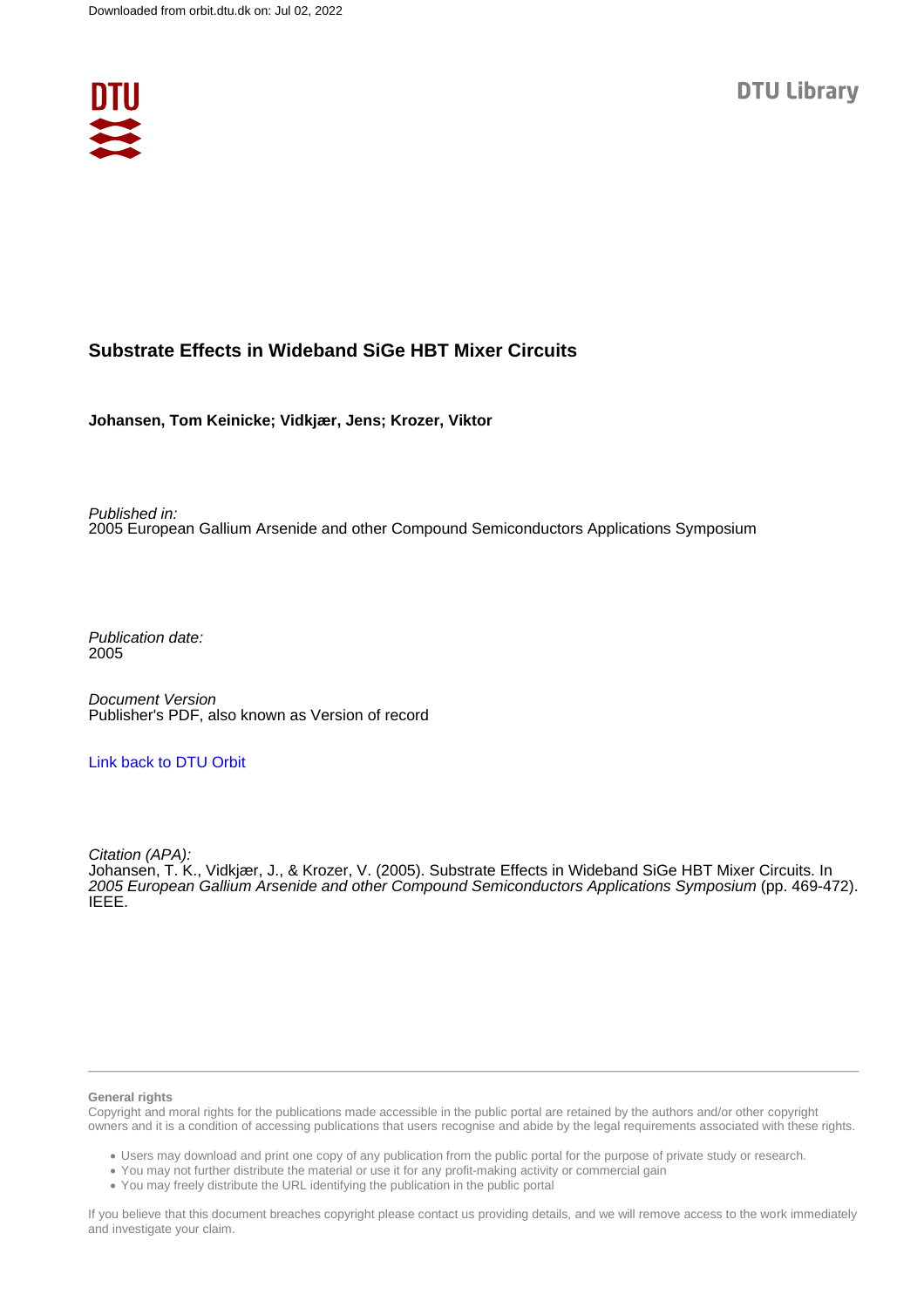Downloaded from orbit.dtu.dk on: Jul 02, 2022

DTU Library

# Substrate Effects in Wideband SiGe HBT Mixer Circuits

**Johansen, Tom Keinicke; Vidkjær, Jens; Krozer, Viktor**

*Published in:*
2005 European Gallium Arsenide and other Compound Semiconductors Applications Symposium

*Publication date:*
2005

*Document Version*
Publisher's PDF, also known as Version of record

[Link back to DTU Orbit]

*Citation (APA):*
Johansen, T. K., Vidkjær, J., & Krozer, V. (2005). Substrate Effects in Wideband SiGe HBT Mixer Circuits. In *2005 European Gallium Arsenide and other Compound Semiconductors Applications Symposium* (pp. 469-472). IEEE.

**General rights**

Copyright and moral rights for the publications made accessible in the public portal are retained by the authors and/or other copyright owners and it is a condition of accessing publications that users recognise and abide by the legal requirements associated with these rights.

- Users may download and print one copy of any publication from the public portal for the purpose of private study or research.
- You may not further distribute the material or use it for any profit-making activity or commercial gain
- You may freely distribute the URL identifying the publication in the public portal

If you believe that this document breaches copyright please contact us providing details, and we will remove access to the work immediately and investigate your claim.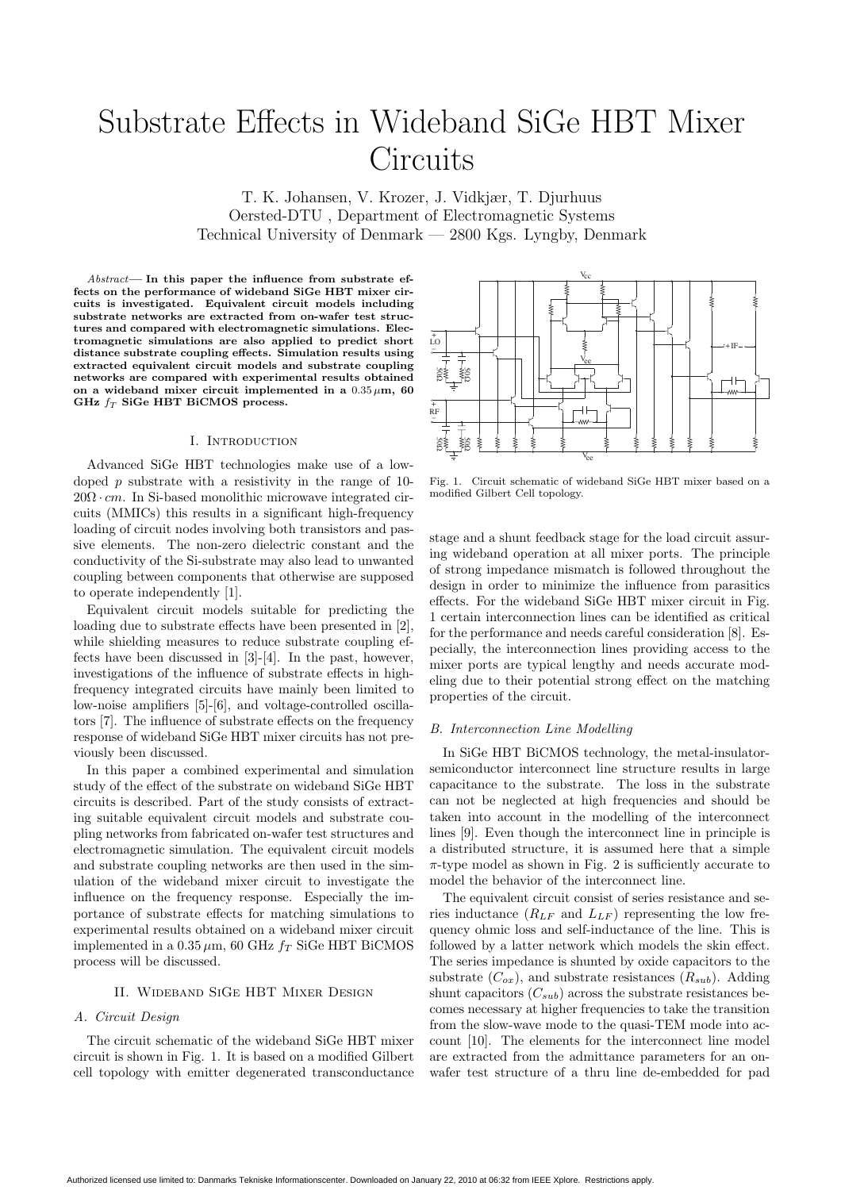# Substrate Effects in Wideband SiGe HBT Mixer Circuits

T. K. Johansen, V. Krozer, J. Vidkjær, T. Djurhuus
Oersted-DTU , Department of Electromagnetic Systems
Technical University of Denmark — 2800 Kgs. Lyngby, Denmark

*Abstract*— **In this paper the influence from substrate effects on the performance of wideband SiGe HBT mixer circuits is investigated. Equivalent circuit models including substrate networks are extracted from on-wafer test structures and compared with electromagnetic simulations. Electromagnetic simulations are also applied to predict short distance substrate coupling effects. Simulation results using extracted equivalent circuit models and substrate coupling networks are compared with experimental results obtained on a wideband mixer circuit implemented in a $0.35\,\mu$m, 60 GHz $f_T$ SiGe HBT BiCMOS process.**

## I. Introduction

Advanced SiGe HBT technologies make use of a low-doped $p$ substrate with a resistivity in the range of 10-$20\Omega \cdot cm$. In Si-based monolithic microwave integrated circuits (MMICs) this results in a significant high-frequency loading of circuit nodes involving both transistors and passive elements. The non-zero dielectric constant and the conductivity of the Si-substrate may also lead to unwanted coupling between components that otherwise are supposed to operate independently [1].

Equivalent circuit models suitable for predicting the loading due to substrate effects have been presented in [2], while shielding measures to reduce substrate coupling effects have been discussed in [3]-[4]. In the past, however, investigations of the influence of substrate effects in high-frequency integrated circuits have mainly been limited to low-noise amplifiers [5]-[6], and voltage-controlled oscillators [7]. The influence of substrate effects on the frequency response of wideband SiGe HBT mixer circuits has not previously been discussed.

In this paper a combined experimental and simulation study of the effect of the substrate on wideband SiGe HBT circuits is described. Part of the study consists of extracting suitable equivalent circuit models and substrate coupling networks from fabricated on-wafer test structures and electromagnetic simulation. The equivalent circuit models and substrate coupling networks are then used in the simulation of the wideband mixer circuit to investigate the influence on the frequency response. Especially the importance of substrate effects for matching simulations to experimental results obtained on a wideband mixer circuit implemented in a $0.35\,\mu$m, 60 GHz $f_T$ SiGe HBT BiCMOS process will be discussed.

## II. Wideband SiGe HBT Mixer Design

### A. Circuit Design

The circuit schematic of the wideband SiGe HBT mixer circuit is shown in Fig. 1. It is based on a modified Gilbert cell topology with emitter degenerated transconductance

Fig. 1. Circuit schematic of wideband SiGe HBT mixer based on a modified Gilbert Cell topology.

stage and a shunt feedback stage for the load circuit assuring wideband operation at all mixer ports. The principle of strong impedance mismatch is followed throughout the design in order to minimize the influence from parasitics effects. For the wideband SiGe HBT mixer circuit in Fig. 1 certain interconnection lines can be identified as critical for the performance and needs careful consideration [8]. Especially, the interconnection lines providing access to the mixer ports are typical lengthy and needs accurate modeling due to their potential strong effect on the matching properties of the circuit.

### B. Interconnection Line Modelling

In SiGe HBT BiCMOS technology, the metal-insulator-semiconductor interconnect line structure results in large capacitance to the substrate. The loss in the substrate can not be neglected at high frequencies and should be taken into account in the modelling of the interconnect lines [9]. Even though the interconnect line in principle is a distributed structure, it is assumed here that a simple $\pi$-type model as shown in Fig. 2 is sufficiently accurate to model the behavior of the interconnect line.

The equivalent circuit consist of series resistance and series inductance ($R_{LF}$ and $L_{LF}$) representing the low frequency ohmic loss and self-inductance of the line. This is followed by a latter network which models the skin effect. The series impedance is shunted by oxide capacitors to the substrate ($C_{ox}$), and substrate resistances ($R_{sub}$). Adding shunt capacitors ($C_{sub}$) across the substrate resistances becomes necessary at higher frequencies to take the transition from the slow-wave mode to the quasi-TEM mode into account [10]. The elements for the interconnect line model are extracted from the admittance parameters for an on-wafer test structure of a thru line de-embedded for pad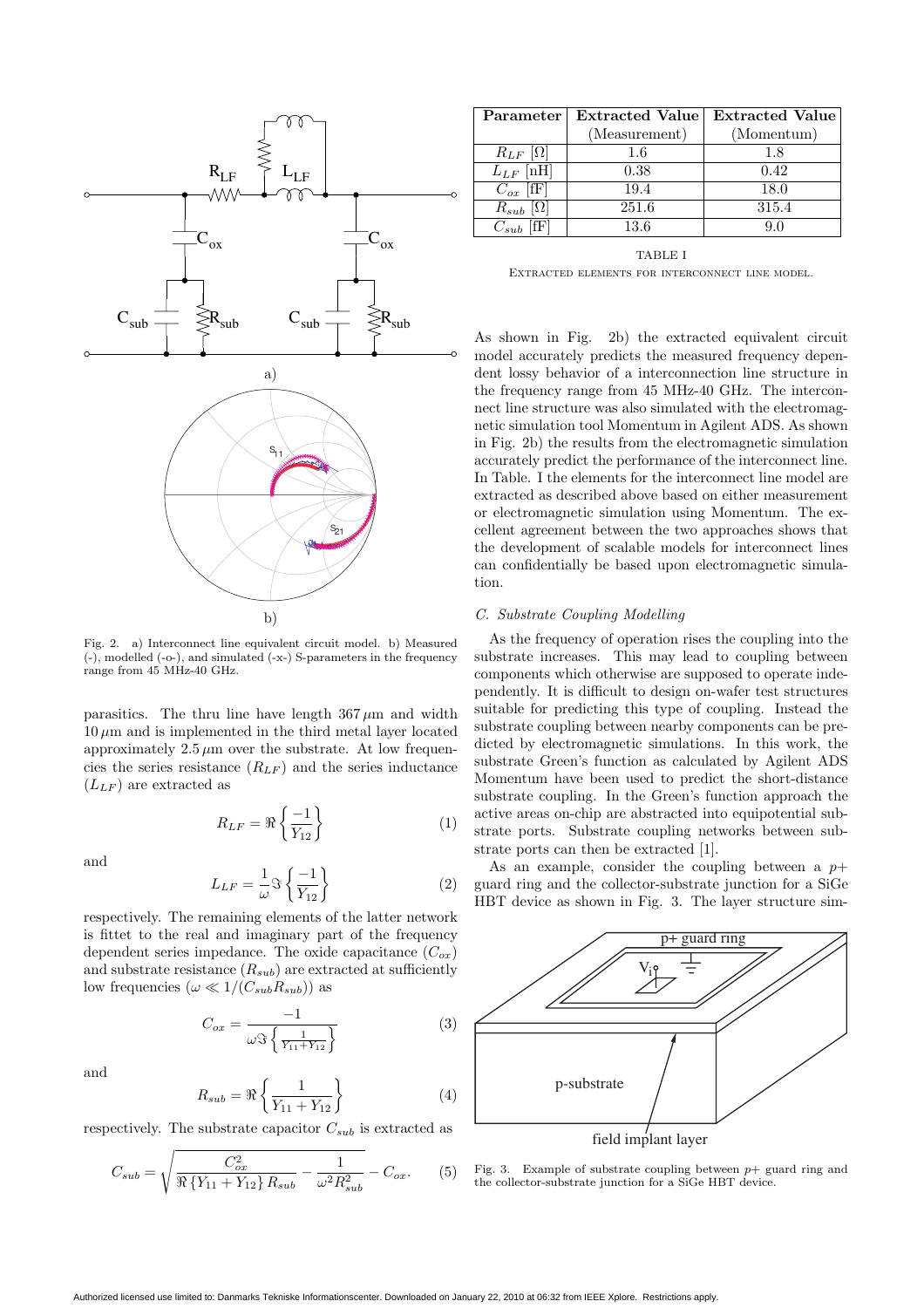Fig. 2. a) Interconnect line equivalent circuit model. b) Measured (-), modelled (-o-), and simulated (-x-) S-parameters in the frequency range from 45 MHz-40 GHz.

parasitics. The thru line have length $367\,\mu$m and width $10\,\mu$m and is implemented in the third metal layer located approximately $2.5\,\mu$m over the substrate. At low frequencies the series resistance ($R_{LF}$) and the series inductance ($L_{LF}$) are extracted as

$$R_{LF} = \Re\left\{\frac{-1}{Y_{12}}\right\} \tag{1}$$

and

$$L_{LF} = \frac{1}{\omega}\Im\left\{\frac{-1}{Y_{12}}\right\} \tag{2}$$

respectively. The remaining elements of the latter network is fittet to the real and imaginary part of the frequency dependent series impedance. The oxide capacitance ($C_{ox}$) and substrate resistance ($R_{sub}$) are extracted at sufficiently low frequencies ($\omega \ll 1/(C_{sub}R_{sub})$) as

$$C_{ox} = \frac{-1}{\omega\Im\left\{\frac{1}{Y_{11}+Y_{12}}\right\}} \tag{3}$$

and

$$R_{sub} = \Re\left\{\frac{1}{Y_{11}+Y_{12}}\right\} \tag{4}$$

respectively. The substrate capacitor $C_{sub}$ is extracted as

$$C_{sub} = \sqrt{\frac{C_{ox}^2}{\Re\{Y_{11}+Y_{12}\}R_{sub}} - \frac{1}{\omega^2 R_{sub}^2}} - C_{ox}. \tag{5}$$

| Parameter | Extracted Value (Measurement) | Extracted Value (Momentum) |
|---|---|---|
| $R_{LF}$ [Ω] | 1.6 | 1.8 |
| $L_{LF}$ [nH] | 0.38 | 0.42 |
| $C_{ox}$ [fF] | 19.4 | 18.0 |
| $R_{sub}$ [Ω] | 251.6 | 315.4 |
| $C_{sub}$ [fF] | 13.6 | 9.0 |

TABLE I
EXTRACTED ELEMENTS FOR INTERCONNECT LINE MODEL.

As shown in Fig. 2b) the extracted equivalent circuit model accurately predicts the measured frequency dependent lossy behavior of a interconnection line structure in the frequency range from 45 MHz-40 GHz. The interconnect line structure was also simulated with the electromagnetic simulation tool Momentum in Agilent ADS. As shown in Fig. 2b) the results from the electromagnetic simulation accurately predict the performance of the interconnect line. In Table. I the elements for the interconnect line model are extracted as described above based on either measurement or electromagnetic simulation using Momentum. The excellent agreement between the two approaches shows that the development of scalable models for interconnect lines can confidentially be based upon electromagnetic simulation.

### *C. Substrate Coupling Modelling*

As the frequency of operation rises the coupling into the substrate increases. This may lead to coupling between components which otherwise are supposed to operate independently. It is difficult to design on-wafer test structures suitable for predicting this type of coupling. Instead the substrate coupling between nearby components can be predicted by electromagnetic simulations. In this work, the substrate Green's function as calculated by Agilent ADS Momentum have been used to predict the short-distance substrate coupling. In the Green's function approach the active areas on-chip are abstracted into equipotential substrate ports. Substrate coupling networks between substrate ports can then be extracted [1].

As an example, consider the coupling between a $p+$ guard ring and the collector-substrate junction for a SiGe HBT device as shown in Fig. 3. The layer structure sim-

Fig. 3. Example of substrate coupling between $p+$ guard ring and the collector-substrate junction for a SiGe HBT device.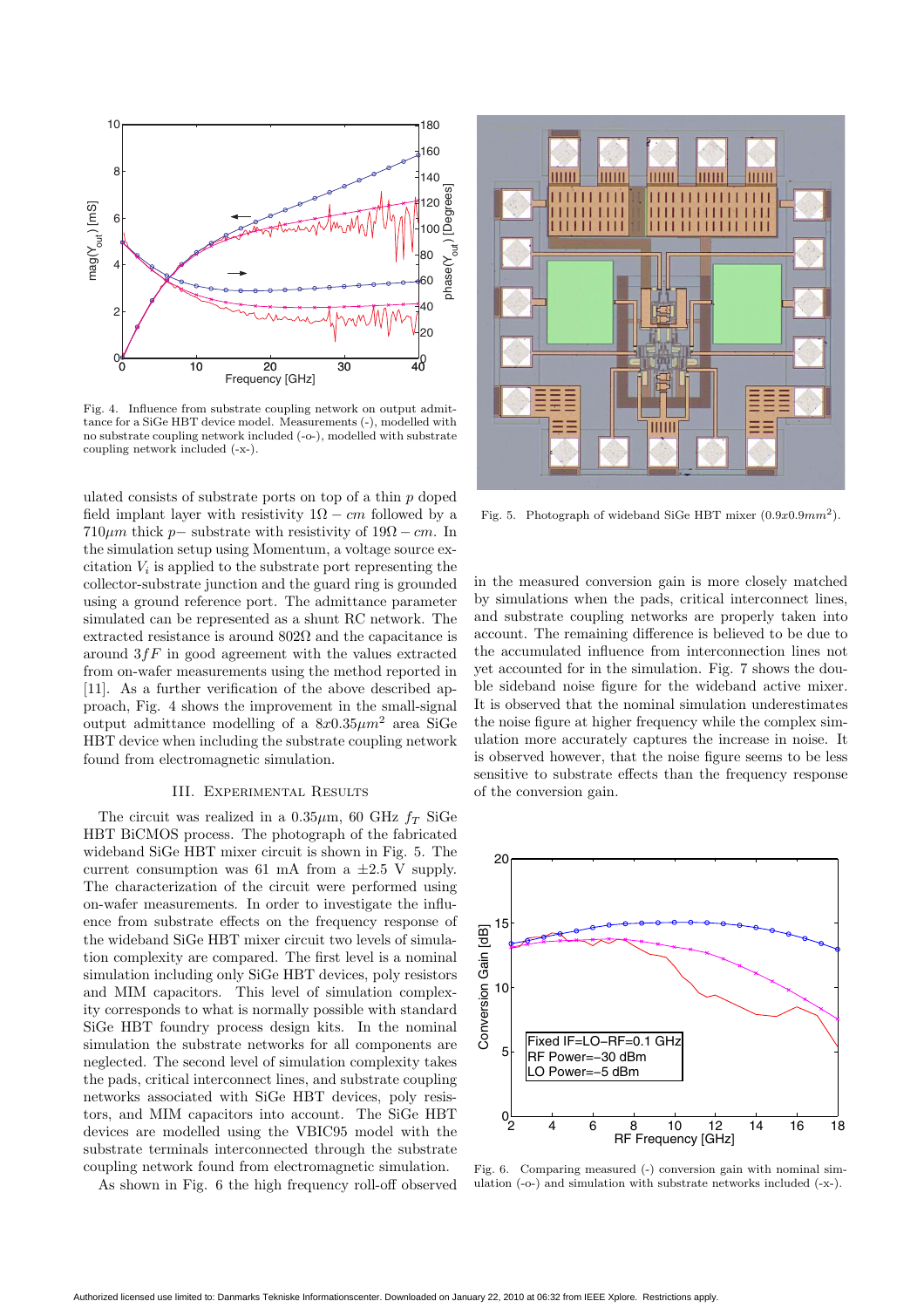Fig. 4. Influence from substrate coupling network on output admittance for a SiGe HBT device model. Measurements (-), modelled with no substrate coupling network included (-o-), modelled with substrate coupling network included (-x-).

ulated consists of substrate ports on top of a thin $p$ doped field implant layer with resistivity $1\Omega - cm$ followed by a $710\mu m$ thick $p-$ substrate with resistivity of $19\Omega - cm$. In the simulation setup using Momentum, a voltage source excitation $V_i$ is applied to the substrate port representing the collector-substrate junction and the guard ring is grounded using a ground reference port. The admittance parameter simulated can be represented as a shunt RC network. The extracted resistance is around $802\Omega$ and the capacitance is around $3fF$ in good agreement with the values extracted from on-wafer measurements using the method reported in [11]. As a further verification of the above described approach, Fig. 4 shows the improvement in the small-signal output admittance modelling of a $8x0.35\mu m^2$ area SiGe HBT device when including the substrate coupling network found from electromagnetic simulation.

## III. Experimental Results

The circuit was realized in a $0.35\mu$m, 60 GHz $f_T$ SiGe HBT BiCMOS process. The photograph of the fabricated wideband SiGe HBT mixer circuit is shown in Fig. 5. The current consumption was 61 mA from a $\pm 2.5$ V supply. The characterization of the circuit were performed using on-wafer measurements. In order to investigate the influence from substrate effects on the frequency response of the wideband SiGe HBT mixer circuit two levels of simulation complexity are compared. The first level is a nominal simulation including only SiGe HBT devices, poly resistors and MIM capacitors. This level of simulation complexity corresponds to what is normally possible with standard SiGe HBT foundry process design kits. In the nominal simulation the substrate networks for all components are neglected. The second level of simulation complexity takes the pads, critical interconnect lines, and substrate coupling networks associated with SiGe HBT devices, poly resistors, and MIM capacitors into account. The SiGe HBT devices are modelled using the VBIC95 model with the substrate terminals interconnected through the substrate coupling network found from electromagnetic simulation.

As shown in Fig. 6 the high frequency roll-off observed in the measured conversion gain is more closely matched by simulations when the pads, critical interconnect lines, and substrate coupling networks are properly taken into account. The remaining difference is believed to be due to the accumulated influence from interconnection lines not yet accounted for in the simulation. Fig. 7 shows the double sideband noise figure for the wideband active mixer. It is observed that the nominal simulation underestimates the noise figure at higher frequency while the complex simulation more accurately captures the increase in noise. It is observed however, that the noise figure seems to be less sensitive to substrate effects than the frequency response of the conversion gain.

Fig. 5. Photograph of wideband SiGe HBT mixer ($0.9x0.9mm^2$).

Fig. 6. Comparing measured (-) conversion gain with nominal simulation (-o-) and simulation with substrate networks included (-x-).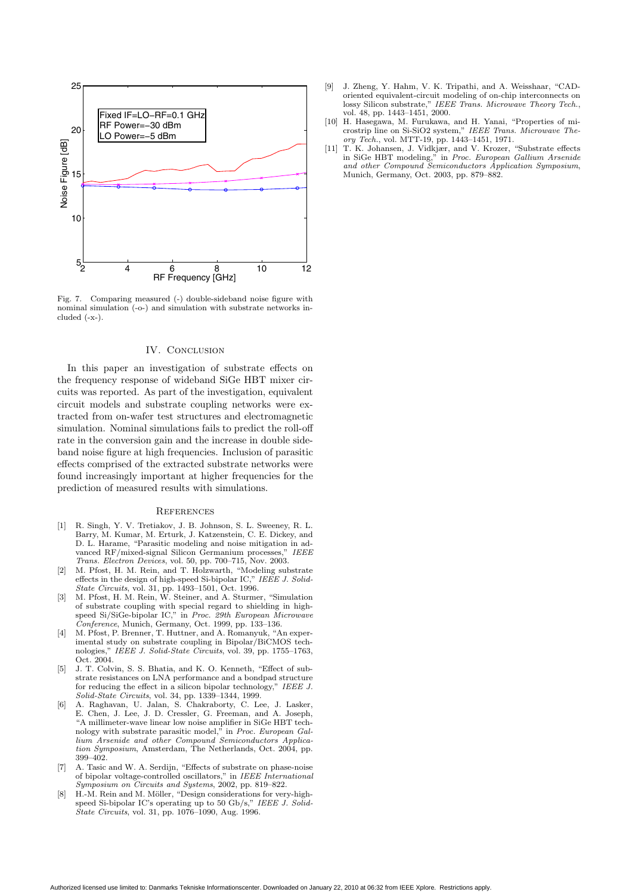25

Fixed IF=LO−RF=0.1 GHz
RF Power=−30 dBm
LO Power=−5 dBm

20

15

10

5

Noise Figure [dB]

2 4 6 8 10 12

RF Frequency [GHz]

Fig. 7. Comparing measured (-) double-sideband noise figure with nominal simulation (-o-) and simulation with substrate networks included (-x-).

## IV. Conclusion

In this paper an investigation of substrate effects on the frequency response of wideband SiGe HBT mixer circuits was reported. As part of the investigation, equivalent circuit models and substrate coupling networks were extracted from on-wafer test structures and electromagnetic simulation. Nominal simulations fails to predict the roll-off rate in the conversion gain and the increase in double sideband noise figure at high frequencies. Inclusion of parasitic effects comprised of the extracted substrate networks were found increasingly important at higher frequencies for the prediction of measured results with simulations.

## References

[1] R. Singh, Y. V. Tretiakov, J. B. Johnson, S. L. Sweeney, R. L. Barry, M. Kumar, M. Erturk, J. Katzenstein, C. E. Dickey, and D. L. Harame, "Parasitic modeling and noise mitigation in advanced RF/mixed-signal Silicon Germanium processes," *IEEE Trans. Electron Devices*, vol. 50, pp. 700–715, Nov. 2003.

[2] M. Pfost, H. M. Rein, and T. Holzwarth, "Modeling substrate effects in the design of high-speed Si-bipolar IC," *IEEE J. Solid-State Circuits*, vol. 31, pp. 1493–1501, Oct. 1996.

[3] M. Pfost, H. M. Rein, W. Steiner, and A. Sturmer, "Simulation of substrate coupling with special regard to shielding in high-speed Si/SiGe-bipolar IC," in *Proc. 29th European Microwave Conference*, Munich, Germany, Oct. 1999, pp. 133–136.

[4] M. Pfost, P. Brenner, T. Huttner, and A. Romanyuk, "An experimental study on substrate coupling in Bipolar/BiCMOS technologies," *IEEE J. Solid-State Circuits*, vol. 39, pp. 1755–1763, Oct. 2004.

[5] J. T. Colvin, S. S. Bhatia, and K. O. Kenneth, "Effect of substrate resistances on LNA performance and a bondpad structure for reducing the effect in a silicon bipolar technology," *IEEE J. Solid-State Circuits*, vol. 34, pp. 1339–1344, 1999.

[6] A. Raghavan, U. Jalan, S. Chakraborty, C. Lee, J. Lasker, E. Chen, J. Lee, J. D. Cressler, G. Freeman, and A. Joseph, "A millimeter-wave linear low noise amplifier in SiGe HBT technology with substrate parasitic model," in *Proc. European Gallium Arsenide and other Compound Semiconductors Application Symposium*, Amsterdam, The Netherlands, Oct. 2004, pp. 399–402.

[7] A. Tasic and W. A. Serdijn, "Effects of substrate on phase-noise of bipolar voltage-controlled oscillators," in *IEEE International Symposium on Circuits and Systems*, 2002, pp. 819–822.

[8] H.-M. Rein and M. Möller, "Design considerations for very-high-speed Si-bipolar IC's operating up to 50 Gb/s," *IEEE J. Solid-State Circuits*, vol. 31, pp. 1076–1090, Aug. 1996.

[9] J. Zheng, Y. Hahm, V. K. Tripathi, and A. Weisshaar, "CAD-oriented equivalent-circuit modeling of on-chip interconnects on lossy Silicon substrate," *IEEE Trans. Microwave Theory Tech.*, vol. 48, pp. 1443–1451, 2000.

[10] H. Hasegawa, M. Furukawa, and H. Yanai, "Properties of microstrip line on Si-SiO2 system," *IEEE Trans. Microwave Theory Tech.*, vol. MTT-19, pp. 1443–1451, 1971.

[11] T. K. Johansen, J. Vidkjær, and V. Krozer, "Substrate effects in SiGe HBT modeling," in *Proc. European Gallium Arsenide and other Compound Semiconductors Application Symposium*, Munich, Germany, Oct. 2003, pp. 879–882.